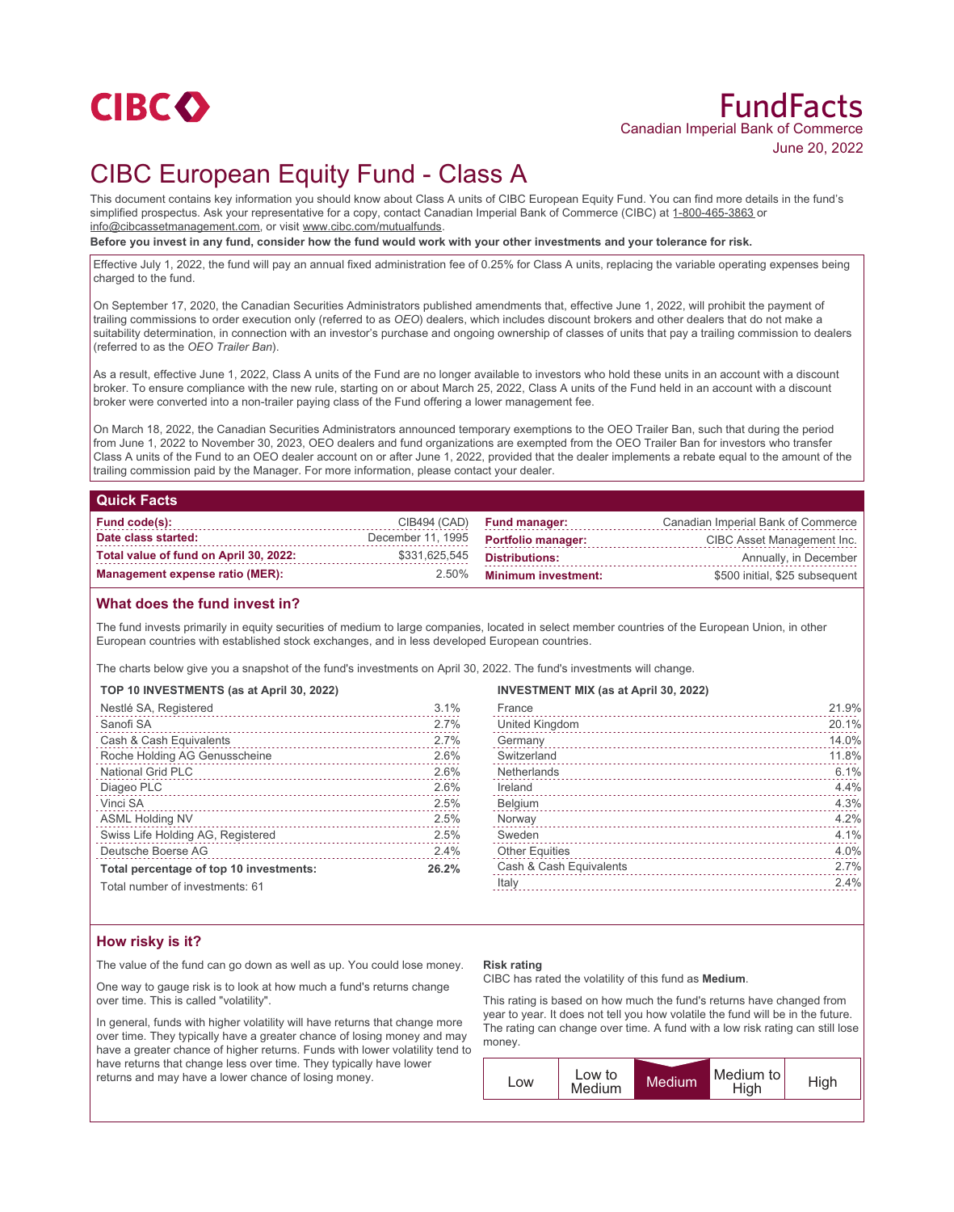CIBC

# FundFacts

Canadian Imperial Bank of Commerce

June 20, 2022

# CIBC European Equity Fund - Class A

This document contains key information you should know about Class A units of CIBC European Equity Fund. You can find more details in the fund's simplified prospectus. Ask your representative for a copy, contact Canadian Imperial Bank of Commerce (CIBC) at 1-800-465-3863 or info@cibcassetmanagement.com, or visit www.cibc.com/mutualfunds.

**Before you invest in any fund, consider how the fund would work with your other investments and your tolerance for risk.**

Effective July 1, 2022, the fund will pay an annual fixed administration fee of 0.25% for Class A units, replacing the variable operating expenses being charged to the fund.

On September 17, 2020, the Canadian Securities Administrators published amendments that, effective June 1, 2022, will prohibit the payment of trailing commissions to order execution only (referred to as *OEO*) dealers, which includes discount brokers and other dealers that do not make a suitability determination, in connection with an investor's purchase and ongoing ownership of classes of units that pay a trailing commission to dealers (referred to as the *OEO Trailer Ban*).

As a result, effective June 1, 2022, Class A units of the Fund are no longer available to investors who hold these units in an account with a discount broker. To ensure compliance with the new rule, starting on or about March 25, 2022, Class A units of the Fund held in an account with a discount broker were converted into a non-trailer paying class of the Fund offering a lower management fee.

On March 18, 2022, the Canadian Securities Administrators announced temporary exemptions to the OEO Trailer Ban, such that during the period from June 1, 2022 to November 30, 2023, OEO dealers and fund organizations are exempted from the OEO Trailer Ban for investors who transfer Class A units of the Fund to an OEO dealer account on or after June 1, 2022, provided that the dealer implements a rebate equal to the amount of the trailing commission paid by the Manager. For more information, please contact your dealer.

## Quick Facts

| | | | |
|---|---|---|---|
| **Fund code(s):** | CIB494 (CAD) | **Fund manager:** | Canadian Imperial Bank of Commerce |
| **Date class started:** | December 11, 1995 | **Portfolio manager:** | CIBC Asset Management Inc. |
| **Total value of fund on April 30, 2022:** | $331,625,545 | **Distributions:** | Annually, in December |
| **Management expense ratio (MER):** | 2.50% | **Minimum investment:** | $500 initial, $25 subsequent |

## What does the fund invest in?

The fund invests primarily in equity securities of medium to large companies, located in select member countries of the European Union, in other European countries with established stock exchanges, and in less developed European countries.

The charts below give you a snapshot of the fund's investments on April 30, 2022. The fund's investments will change.

**TOP 10 INVESTMENTS (as at April 30, 2022)**

| Investment | % |
|---|---|
| Nestlé SA, Registered | 3.1% |
| Sanofi SA | 2.7% |
| Cash & Cash Equivalents | 2.7% |
| Roche Holding AG Genusscheine | 2.6% |
| National Grid PLC | 2.6% |
| Diageo PLC | 2.6% |
| Vinci SA | 2.5% |
| ASML Holding NV | 2.5% |
| Swiss Life Holding AG, Registered | 2.5% |
| Deutsche Boerse AG | 2.4% |
| **Total percentage of top 10 investments:** | **26.2%** |

Total number of investments: 61

**INVESTMENT MIX (as at April 30, 2022)**

| Country | % |
|---|---|
| France | 21.9% |
| United Kingdom | 20.1% |
| Germany | 14.0% |
| Switzerland | 11.8% |
| Netherlands | 6.1% |
| Ireland | 4.4% |
| Belgium | 4.3% |
| Norway | 4.2% |
| Sweden | 4.1% |
| Other Equities | 4.0% |
| Cash & Cash Equivalents | 2.7% |
| Italy | 2.4% |

## How risky is it?

The value of the fund can go down as well as up. You could lose money.

One way to gauge risk is to look at how much a fund's returns change over time. This is called "volatility".

In general, funds with higher volatility will have returns that change more over time. They typically have a greater chance of losing money and may have a greater chance of higher returns. Funds with lower volatility tend to have returns that change less over time. They typically have lower returns and may have a lower chance of losing money.

**Risk rating**

CIBC has rated the volatility of this fund as **Medium**.

This rating is based on how much the fund's returns have changed from year to year. It does not tell you how volatile the fund will be in the future. The rating can change over time. A fund with a low risk rating can still lose money.

| Low | Low to Medium | **Medium** | Medium to High | High |
|---|---|---|---|---|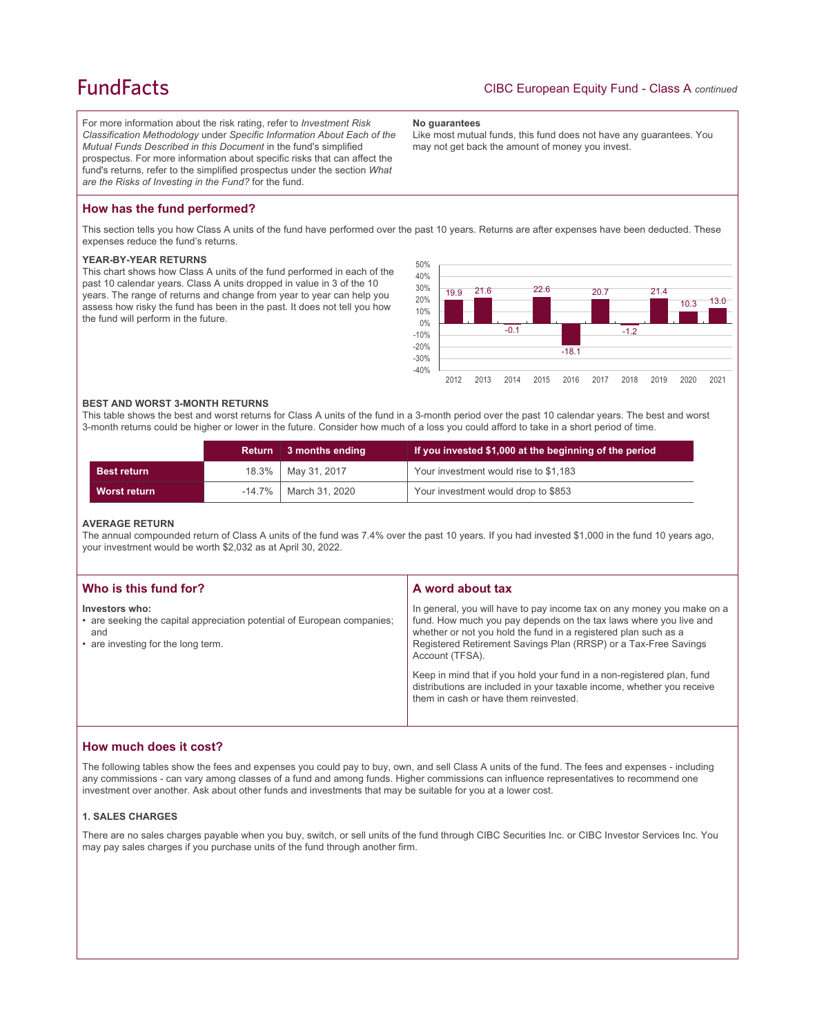For more information about the risk rating, refer to *Investment Risk Classification Methodology* under *Specific Information About Each of the Mutual Funds Described in this Document* in the fund's simplified prospectus. For more information about specific risks that can affect the fund's returns, refer to the simplified prospectus under the section *What are the Risks of Investing in the Fund?* for the fund.

**No guarantees**

Like most mutual funds, this fund does not have any guarantees. You may not get back the amount of money you invest.

## How has the fund performed?

This section tells you how Class A units of the fund have performed over the past 10 years. Returns are after expenses have been deducted. These expenses reduce the fund's returns.

### YEAR-BY-YEAR RETURNS

This chart shows how Class A units of the fund performed in each of the past 10 calendar years. Class A units dropped in value in 3 of the 10 years. The range of returns and change from year to year can help you assess how risky the fund has been in the past. It does not tell you how the fund will perform in the future.

| Year | 2012 | 2013 | 2014 | 2015 | 2016 | 2017 | 2018 | 2019 | 2020 | 2021 |
|---|---|---|---|---|---|---|---|---|---|---|
| Return (%) | 19.9 | 21.6 | -0.1 | 22.6 | -18.1 | 20.7 | -1.2 | 21.4 | 10.3 | 13.0 |

### BEST AND WORST 3-MONTH RETURNS

This table shows the best and worst returns for Class A units of the fund in a 3-month period over the past 10 calendar years. The best and worst 3-month returns could be higher or lower in the future. Consider how much of a loss you could afford to take in a short period of time.

| | Return | 3 months ending | If you invested $1,000 at the beginning of the period |
|---|---|---|---|
| **Best return** | 18.3% | May 31, 2017 | Your investment would rise to $1,183 |
| **Worst return** | -14.7% | March 31, 2020 | Your investment would drop to $853 |

### AVERAGE RETURN

The annual compounded return of Class A units of the fund was 7.4% over the past 10 years. If you had invested $1,000 in the fund 10 years ago, your investment would be worth $2,032 as at April 30, 2022.

## Who is this fund for?

**Investors who:**

- are seeking the capital appreciation potential of European companies; and
- are investing for the long term.

## A word about tax

In general, you will have to pay income tax on any money you make on a fund. How much you pay depends on the tax laws where you live and whether or not you hold the fund in a registered plan such as a Registered Retirement Savings Plan (RRSP) or a Tax-Free Savings Account (TFSA).

Keep in mind that if you hold your fund in a non-registered plan, fund distributions are included in your taxable income, whether you receive them in cash or have them reinvested.

## How much does it cost?

The following tables show the fees and expenses you could pay to buy, own, and sell Class A units of the fund. The fees and expenses - including any commissions - can vary among classes of a fund and among funds. Higher commissions can influence representatives to recommend one investment over another. Ask about other funds and investments that may be suitable for you at a lower cost.

### 1. SALES CHARGES

There are no sales charges payable when you buy, switch, or sell units of the fund through CIBC Securities Inc. or CIBC Investor Services Inc. You may pay sales charges if you purchase units of the fund through another firm.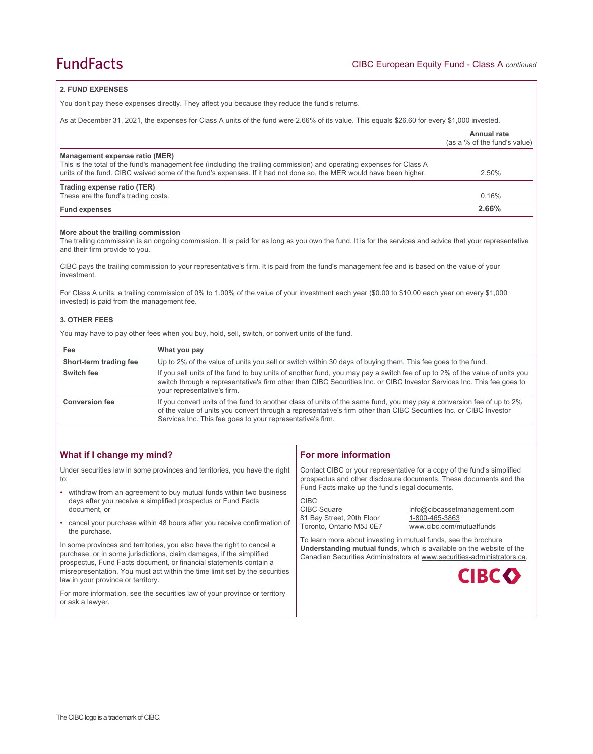## 2. FUND EXPENSES

You don't pay these expenses directly. They affect you because they reduce the fund's returns.

As at December 31, 2021, the expenses for Class A units of the fund were 2.66% of its value. This equals $26.60 for every $1,000 invested.

| | Annual rate (as a % of the fund's value) |
|---|---|
| **Management expense ratio (MER)** This is the total of the fund's management fee (including the trailing commission) and operating expenses for Class A units of the fund. CIBC waived some of the fund's expenses. If it had not done so, the MER would have been higher. | 2.50% |
| **Trading expense ratio (TER)** These are the fund's trading costs. | 0.16% |
| **Fund expenses** | **2.66%** |

**More about the trailing commission**

The trailing commission is an ongoing commission. It is paid for as long as you own the fund. It is for the services and advice that your representative and their firm provide to you.

CIBC pays the trailing commission to your representative's firm. It is paid from the fund's management fee and is based on the value of your investment.

For Class A units, a trailing commission of 0% to 1.00% of the value of your investment each year ($0.00 to $10.00 each year on every $1,000 invested) is paid from the management fee.

## 3. OTHER FEES

You may have to pay other fees when you buy, hold, sell, switch, or convert units of the fund.

| Fee | What you pay |
|---|---|
| **Short-term trading fee** | Up to 2% of the value of units you sell or switch within 30 days of buying them. This fee goes to the fund. |
| **Switch fee** | If you sell units of the fund to buy units of another fund, you may pay a switch fee of up to 2% of the value of units you switch through a representative's firm other than CIBC Securities Inc. or CIBC Investor Services Inc. This fee goes to your representative's firm. |
| **Conversion fee** | If you convert units of the fund to another class of units of the same fund, you may pay a conversion fee of up to 2% of the value of units you convert through a representative's firm other than CIBC Securities Inc. or CIBC Investor Services Inc. This fee goes to your representative's firm. |

## What if I change my mind?

Under securities law in some provinces and territories, you have the right to:

- withdraw from an agreement to buy mutual funds within two business days after you receive a simplified prospectus or Fund Facts document, or
- cancel your purchase within 48 hours after you receive confirmation of the purchase.

In some provinces and territories, you also have the right to cancel a purchase, or in some jurisdictions, claim damages, if the simplified prospectus, Fund Facts document, or financial statements contain a misrepresentation. You must act within the time limit set by the securities law in your province or territory.

For more information, see the securities law of your province or territory or ask a lawyer.

## For more information

Contact CIBC or your representative for a copy of the fund's simplified prospectus and other disclosure documents. These documents and the Fund Facts make up the fund's legal documents.

CIBC
CIBC Square
81 Bay Street, 20th Floor
Toronto, Ontario M5J 0E7

info@cibcassetmanagement.com
1-800-465-3863
www.cibc.com/mutualfunds

To learn more about investing in mutual funds, see the brochure **Understanding mutual funds**, which is available on the website of the Canadian Securities Administrators at www.securities-administrators.ca.

CIBC

The CIBC logo is a trademark of CIBC.